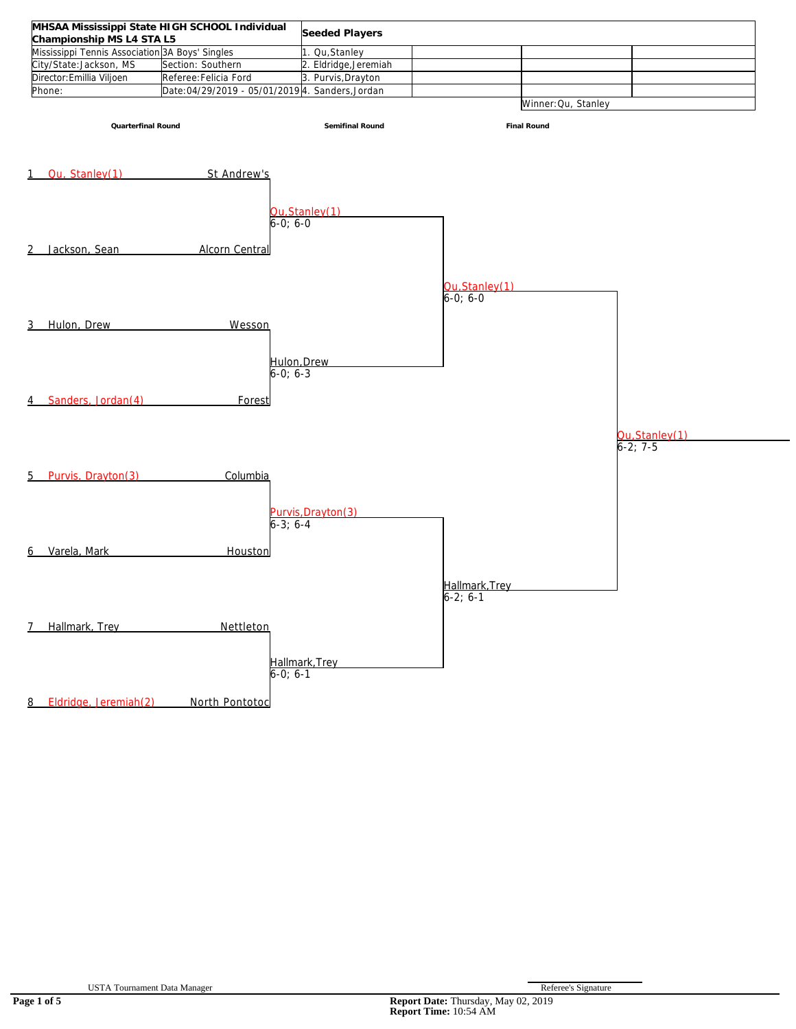| MHSAA Mississippi State HIGH SCHOOL Individual Championship MS L4 STA L5 | | Seeded Players | | | |
|---|---|---|---|---|---|
| Mississippi Tennis Association | 3A Boys' Singles | 1. Qu,Stanley | | | |
| City/State:Jackson, MS | Section: Southern | 2. Eldridge,Jeremiah | | | |
| Director:Emillia Viljoen | Referee:Felicia Ford | 3. Purvis,Drayton | | | |
| Phone: | Date:04/29/2019 - 05/01/2019 | 4. Sanders,Jordan | | | |
| | | | | Winner:Qu, Stanley | |

**Quarterfinal Round**

1 Qu, Stanley(1) — St Andrew's

2 Jackson, Sean — Alcorn Central

3 Hulon, Drew — Wesson

4 Sanders, Jordan(4) — Forest

5 Purvis, Drayton(3) — Columbia

6 Varela, Mark — Houston

7 Hallmark, Trey — Nettleton

8 Eldridge, Jeremiah(2) — North Pontotoc

**Semifinal Round**

Qu,Stanley(1)
6-0; 6-0

Hulon,Drew
6-0; 6-3

Purvis,Drayton(3)
6-3; 6-4

Hallmark,Trey
6-0; 6-1

**Final Round**

Qu,Stanley(1)
6-0; 6-0

Hallmark,Trey
6-2; 6-1

Qu,Stanley(1)
6-2; 7-5

USTA Tournament Data Manager

Referee's Signature

**Report Date:** Thursday, May 02, 2019
**Report Time:** 10:54 AM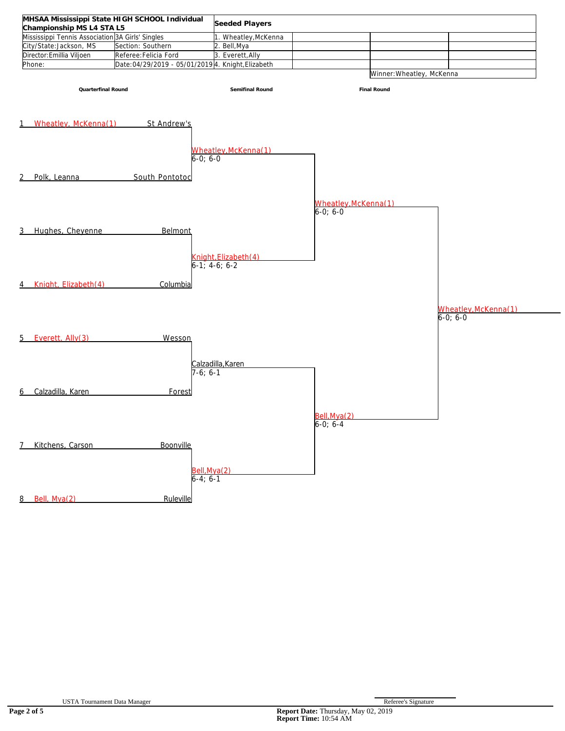| **MHSAA Mississippi State HIGH SCHOOL Individual Championship MS L4 STA L5** | | **Seeded Players** | | | |
|---|---|---|---|---|---|
| Mississippi Tennis Association | 3A Girls' Singles | 1. Wheatley,McKenna | | | |
| City/State:Jackson, MS | Section: Southern | 2. Bell,Mya | | | |
| Director:Emillia Viljoen | Referee:Felicia Ford | 3. Everett,Ally | | | |
| Phone: | Date:04/29/2019 - 05/01/2019 | 4. Knight,Elizabeth | | | |
| | | | | Winner:Wheatley, McKenna | |

**Quarterfinal Round**

1 Wheatley, McKenna(1) — St Andrew's
2 Polk, Leanna — South Pontotoc
3 Hughes, Cheyenne — Belmont
4 Knight, Elizabeth(4) — Columbia
5 Everett, Ally(3) — Wesson
6 Calzadilla, Karen — Forest
7 Kitchens, Carson — Boonville
8 Bell, Mya(2) — Ruleville

**Semifinal Round**

Wheatley,McKenna(1)
6-0; 6-0

Knight,Elizabeth(4)
6-1; 4-6; 6-2

Calzadilla,Karen
7-6; 6-1

Bell,Mya(2)
6-4; 6-1

**Final Round**

Wheatley,McKenna(1)
6-0; 6-0

Bell,Mya(2)
6-0; 6-4

Wheatley,McKenna(1)
6-0; 6-0

USTA Tournament Data Manager

Referee's Signature

**Report Date:** Thursday, May 02, 2019
**Report Time:** 10:54 AM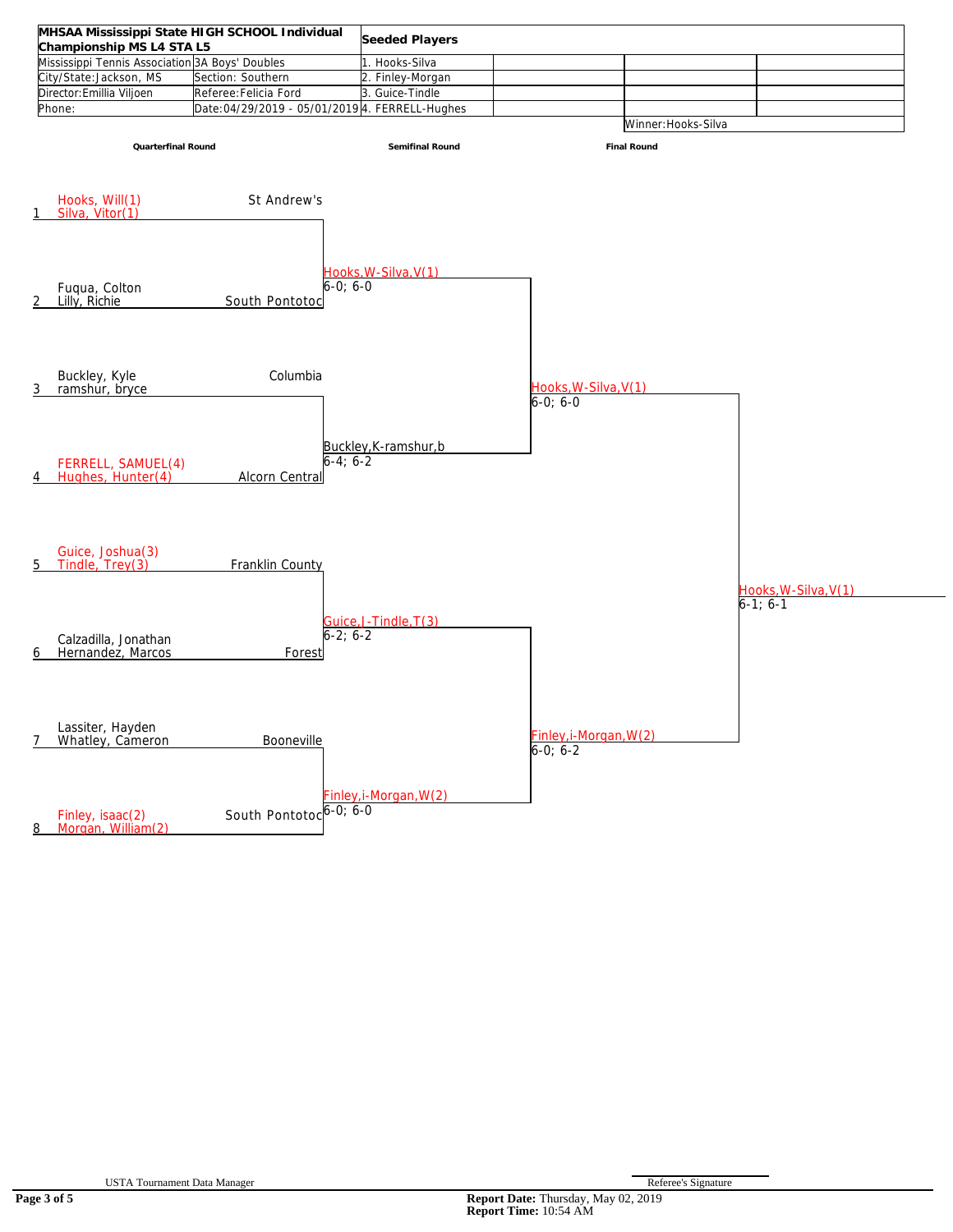| MHSAA Mississippi State HIGH SCHOOL Individual Championship MS L4 STA L5 | | Seeded Players | | | |
|---|---|---|---|---|---|
| Mississippi Tennis Association | 3A Boys' Doubles | 1. Hooks-Silva | | | |
| City/State: Jackson, MS | Section: Southern | 2. Finley-Morgan | | | |
| Director: Emillia Viljoen | Referee: Felicia Ford | 3. Guice-Tindle | | | |
| Phone: | Date: 04/29/2019 - 05/01/2019 | 4. FERRELL-Hughes | | | |
| | | | | Winner: Hooks-Silva | |

**Quarterfinal Round** | **Semifinal Round** | **Final Round**

**Quarterfinal Round**

1. Hooks, Will(1) / Silva, Vitor(1) — St Andrew's
2. Fuqua, Colton / Lilly, Richie — South Pontotoc
3. Buckley, Kyle / ramshur, bryce — Columbia
4. FERRELL, SAMUEL(4) / Hughes, Hunter(4) — Alcorn Central
5. Guice, Joshua(3) / Tindle, Trey(3) — Franklin County
6. Calzadilla, Jonathan / Hernandez, Marcos — Forest
7. Lassiter, Hayden / Whatley, Cameron — Booneville
8. Finley, isaac(2) / Morgan, William(2) — South Pontotoc

**Semifinal Round**

- Hooks,W-Silva,V(1) 6-0; 6-0
- Buckley,K-ramshur,b 6-4; 6-2
- Guice,J-Tindle,T(3) 6-2; 6-2
- Finley,i-Morgan,W(2) 6-0; 6-0

**Final Round**

- Hooks,W-Silva,V(1) 6-0; 6-0
- Finley,i-Morgan,W(2) 6-0; 6-2

**Winner**

- Hooks,W-Silva,V(1) 6-1; 6-1

USTA Tournament Data Manager

Referee's Signature

**Report Date:** Thursday, May 02, 2019
**Report Time:** 10:54 AM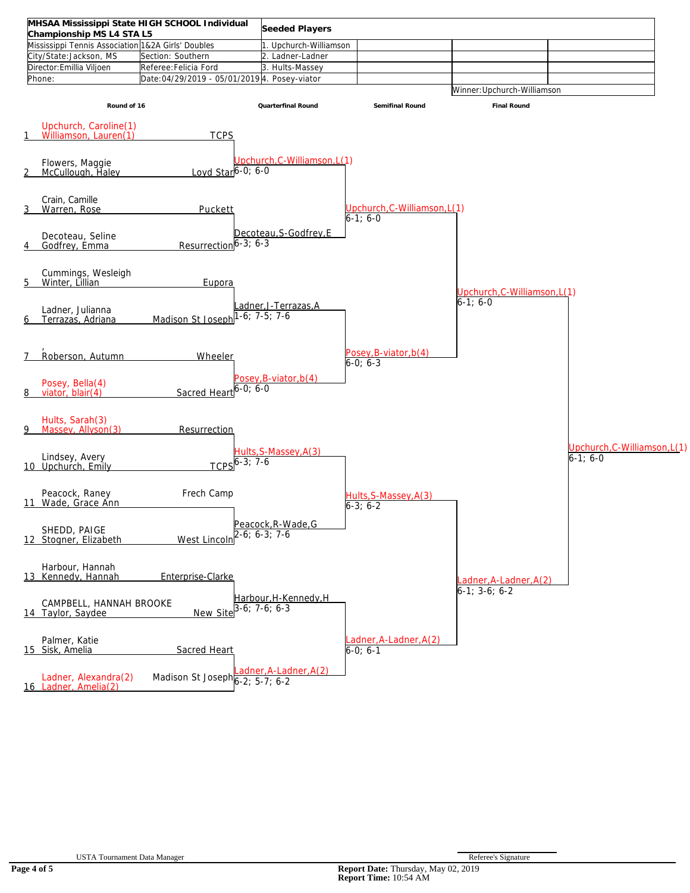| MHSAA Mississippi State HIGH SCHOOL Individual Championship MS L4 STA L5 | | Seeded Players | | | |
|---|---|---|---|---|---|
| Mississippi Tennis Association | 1&2A Girls' Doubles | 1. Upchurch-Williamson | | | |
| City/State: Jackson, MS | Section: Southern | 2. Ladner-Ladner | | | |
| Director: Emillia Viljoen | Referee: Felicia Ford | 3. Hults-Massey | | | |
| Phone: | Date: 04/29/2019 - 05/01/2019 | 4. Posey-viator | | | |
| | | | | Winner: Upchurch-Williamson | |

**Round of 16**

| # | Players | School |
|---|---|---|
| 1 | Upchurch, Caroline(1) / Williamson, Lauren(1) | TCPS |
| 2 | Flowers, Maggie / McCullough, Haley | Loyd Star |
| 3 | Crain, Camille / Warren, Rose | Puckett |
| 4 | Decoteau, Seline / Godfrey, Emma | Resurrection |
| 5 | Cummings, Wesleigh / Winter, Lillian | Eupora |
| 6 | Ladner, Julianna / Terrazas, Adriana | Madison St Joseph |
| 7 | , / Roberson, Autumn | Wheeler |
| 8 | Posey, Bella(4) / viator, blair(4) | Sacred Heart |
| 9 | Hults, Sarah(3) / Massey, Allyson(3) | Resurrection |
| 10 | Lindsey, Avery / Upchurch, Emily | TCPS |
| 11 | Peacock, Raney / Wade, Grace Ann | Frech Camp |
| 12 | SHEDD, PAIGE / Stogner, Elizabeth | West Lincoln |
| 13 | Harbour, Hannah / Kennedy, Hannah | Enterprise-Clarke |
| 14 | CAMPBELL, HANNAH BROOKE / Taylor, Saydee | New Site |
| 15 | Palmer, Katie / Sisk, Amelia | Sacred Heart |
| 16 | Ladner, Alexandra(2) / Ladner, Amelia(2) | Madison St Joseph |

**Quarterfinal Round**

| Match | Winner | Score |
|---|---|---|
| 1 vs 2 | Upchurch,C-Williamson,L(1) | 6-0; 6-0 |
| 3 vs 4 | Decoteau,S-Godfrey,E | 6-3; 6-3 |
| 5 vs 6 | Ladner,J-Terrazas,A | 1-6; 7-5; 7-6 |
| 7 vs 8 | Posey,B-viator,b(4) | 6-0; 6-0 |
| 9 vs 10 | Hults,S-Massey,A(3) | 6-3; 7-6 |
| 11 vs 12 | Peacock,R-Wade,G | 2-6; 6-3; 7-6 |
| 13 vs 14 | Harbour,H-Kennedy,H | 3-6; 7-6; 6-3 |
| 15 vs 16 | Ladner,A-Ladner,A(2) | 6-2; 5-7; 6-2 |

**Semifinal Round**

| Winner | Score |
|---|---|
| Upchurch,C-Williamson,L(1) | 6-1; 6-0 |
| Posey,B-viator,b(4) | 6-0; 6-3 |
| Hults,S-Massey,A(3) | 6-3; 6-2 |
| Ladner,A-Ladner,A(2) | 6-0; 6-1 |

**Final Round**

| Winner | Score |
|---|---|
| Upchurch,C-Williamson,L(1) | 6-1; 6-0 |
| Ladner,A-Ladner,A(2) | 6-1; 3-6; 6-2 |

**Winner:** Upchurch,C-Williamson,L(1) — 6-1; 6-0

USTA Tournament Data Manager

Referee's Signature

**Report Date:** Thursday, May 02, 2019
**Report Time:** 10:54 AM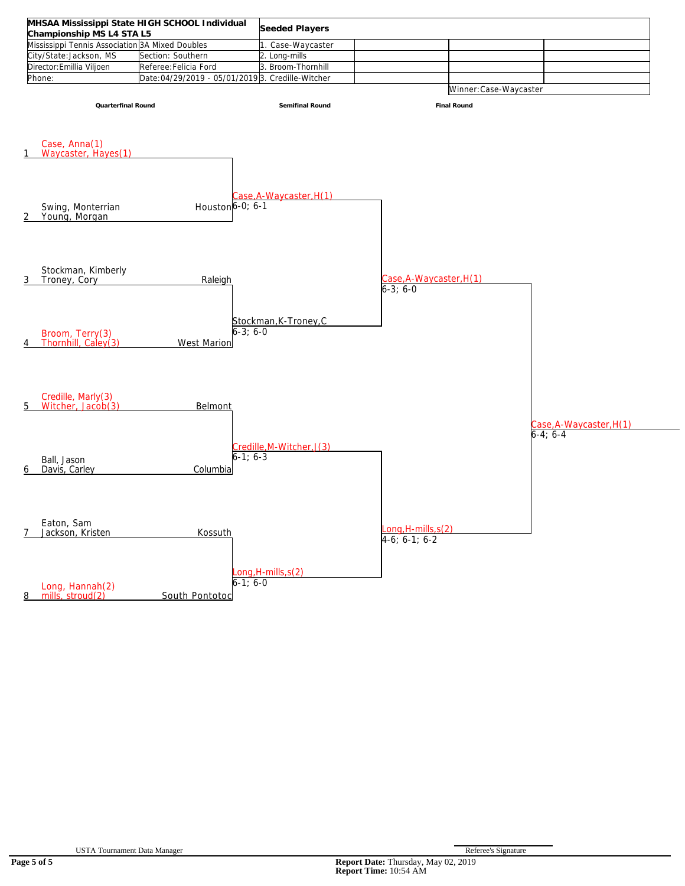| MHSAA Mississippi State HIGH SCHOOL Individual Championship MS L4 STA L5 | | Seeded Players | | | |
|---|---|---|---|---|---|
| Mississippi Tennis Association | 3A Mixed Doubles | 1. Case-Waycaster | | | |
| City/State:Jackson, MS | Section: Southern | 2. Long-mills | | | |
| Director:Emillia Viljoen | Referee:Felicia Ford | 3. Broom-Thornhill | | | |
| Phone: | Date:04/29/2019 - 05/01/2019 | 3. Credille-Witcher | | | |
| | | | | Winner:Case-Waycaster | |

**Quarterfinal Round** | **Semifinal Round** | **Final Round**

### Quarterfinal Round

1. Case, Anna(1) / Waycaster, Hayes(1)
2. Swing, Monterrian / Young, Morgan — Houston
3. Stockman, Kimberly / Troney, Cory — Raleigh
4. Broom, Terry(3) / Thornhill, Caley(3) — West Marion
5. Credille, Marly(3) / Witcher, Jacob(3) — Belmont
6. Ball, Jason / Davis, Carley — Columbia
7. Eaton, Sam / Jackson, Kristen — Kossuth
8. Long, Hannah(2) / mills, stroud(2) — South Pontotoc

### Semifinal Round

- Case,A-Waycaster,H(1) 6-0; 6-1
- Stockman,K-Troney,C 6-3; 6-0
- Credille,M-Witcher,J(3) 6-1; 6-3
- Long,H-mills,s(2) 6-1; 6-0

### Final Round

- Case,A-Waycaster,H(1) 6-3; 6-0
- Long,H-mills,s(2) 4-6; 6-1; 6-2

### Winner

- Case,A-Waycaster,H(1) 6-4; 6-4

USTA Tournament Data Manager

Referee's Signature

**Report Date:** Thursday, May 02, 2019
**Report Time:** 10:54 AM